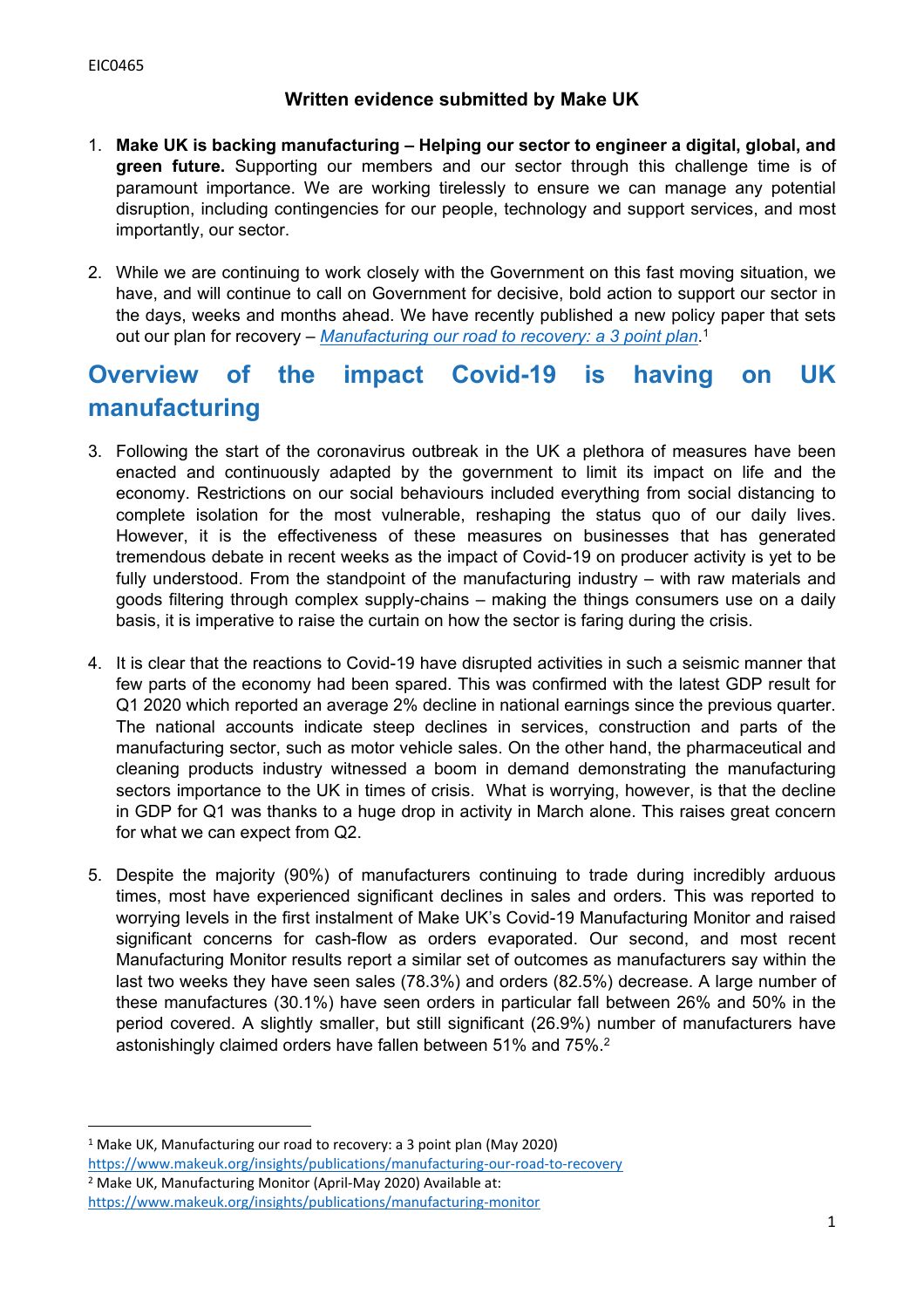EIC0465

**Written evidence submitted by Make UK**

1. **Make UK is backing manufacturing – Helping our sector to engineer a digital, global, and green future.** Supporting our members and our sector through this challenge time is of paramount importance. We are working tirelessly to ensure we can manage any potential disruption, including contingencies for our people, technology and support services, and most importantly, our sector.

2. While we are continuing to work closely with the Government on this fast moving situation, we have, and will continue to call on Government for decisive, bold action to support our sector in the days, weeks and months ahead. We have recently published a new policy paper that sets out our plan for recovery – *Manufacturing our road to recovery: a 3 point plan*.[1]

## Overview of the impact Covid-19 is having on UK manufacturing

3. Following the start of the coronavirus outbreak in the UK a plethora of measures have been enacted and continuously adapted by the government to limit its impact on life and the economy. Restrictions on our social behaviours included everything from social distancing to complete isolation for the most vulnerable, reshaping the status quo of our daily lives. However, it is the effectiveness of these measures on businesses that has generated tremendous debate in recent weeks as the impact of Covid-19 on producer activity is yet to be fully understood. From the standpoint of the manufacturing industry – with raw materials and goods filtering through complex supply-chains – making the things consumers use on a daily basis, it is imperative to raise the curtain on how the sector is faring during the crisis.

4. It is clear that the reactions to Covid-19 have disrupted activities in such a seismic manner that few parts of the economy had been spared. This was confirmed with the latest GDP result for Q1 2020 which reported an average 2% decline in national earnings since the previous quarter. The national accounts indicate steep declines in services, construction and parts of the manufacturing sector, such as motor vehicle sales. On the other hand, the pharmaceutical and cleaning products industry witnessed a boom in demand demonstrating the manufacturing sectors importance to the UK in times of crisis. What is worrying, however, is that the decline in GDP for Q1 was thanks to a huge drop in activity in March alone. This raises great concern for what we can expect from Q2.

5. Despite the majority (90%) of manufacturers continuing to trade during incredibly arduous times, most have experienced significant declines in sales and orders. This was reported to worrying levels in the first instalment of Make UK's Covid-19 Manufacturing Monitor and raised significant concerns for cash-flow as orders evaporated. Our second, and most recent Manufacturing Monitor results report a similar set of outcomes as manufacturers say within the last two weeks they have seen sales (78.3%) and orders (82.5%) decrease. A large number of these manufactures (30.1%) have seen orders in particular fall between 26% and 50% in the period covered. A slightly smaller, but still significant (26.9%) number of manufacturers have astonishingly claimed orders have fallen between 51% and 75%.[2]

---

[1] Make UK, Manufacturing our road to recovery: a 3 point plan (May 2020) https://www.makeuk.org/insights/publications/manufacturing-our-road-to-recovery

[2] Make UK, Manufacturing Monitor (April-May 2020) Available at: https://www.makeuk.org/insights/publications/manufacturing-monitor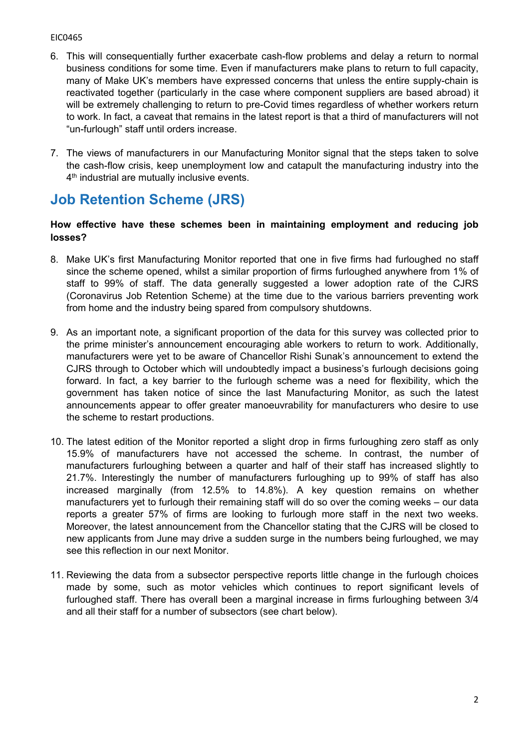6. This will consequentially further exacerbate cash-flow problems and delay a return to normal business conditions for some time. Even if manufacturers make plans to return to full capacity, many of Make UK's members have expressed concerns that unless the entire supply-chain is reactivated together (particularly in the case where component suppliers are based abroad) it will be extremely challenging to return to pre-Covid times regardless of whether workers return to work. In fact, a caveat that remains in the latest report is that a third of manufacturers will not "un-furlough" staff until orders increase.

7. The views of manufacturers in our Manufacturing Monitor signal that the steps taken to solve the cash-flow crisis, keep unemployment low and catapult the manufacturing industry into the 4th industrial are mutually inclusive events.

## Job Retention Scheme (JRS)

**How effective have these schemes been in maintaining employment and reducing job losses?**

8. Make UK's first Manufacturing Monitor reported that one in five firms had furloughed no staff since the scheme opened, whilst a similar proportion of firms furloughed anywhere from 1% of staff to 99% of staff. The data generally suggested a lower adoption rate of the CJRS (Coronavirus Job Retention Scheme) at the time due to the various barriers preventing work from home and the industry being spared from compulsory shutdowns.

9. As an important note, a significant proportion of the data for this survey was collected prior to the prime minister's announcement encouraging able workers to return to work. Additionally, manufacturers were yet to be aware of Chancellor Rishi Sunak's announcement to extend the CJRS through to October which will undoubtedly impact a business's furlough decisions going forward. In fact, a key barrier to the furlough scheme was a need for flexibility, which the government has taken notice of since the last Manufacturing Monitor, as such the latest announcements appear to offer greater manoeuvrability for manufacturers who desire to use the scheme to restart productions.

10. The latest edition of the Monitor reported a slight drop in firms furloughing zero staff as only 15.9% of manufacturers have not accessed the scheme. In contrast, the number of manufacturers furloughing between a quarter and half of their staff has increased slightly to 21.7%. Interestingly the number of manufacturers furloughing up to 99% of staff has also increased marginally (from 12.5% to 14.8%). A key question remains on whether manufacturers yet to furlough their remaining staff will do so over the coming weeks – our data reports a greater 57% of firms are looking to furlough more staff in the next two weeks. Moreover, the latest announcement from the Chancellor stating that the CJRS will be closed to new applicants from June may drive a sudden surge in the numbers being furloughed, we may see this reflection in our next Monitor.

11. Reviewing the data from a subsector perspective reports little change in the furlough choices made by some, such as motor vehicles which continues to report significant levels of furloughed staff. There has overall been a marginal increase in firms furloughing between 3/4 and all their staff for a number of subsectors (see chart below).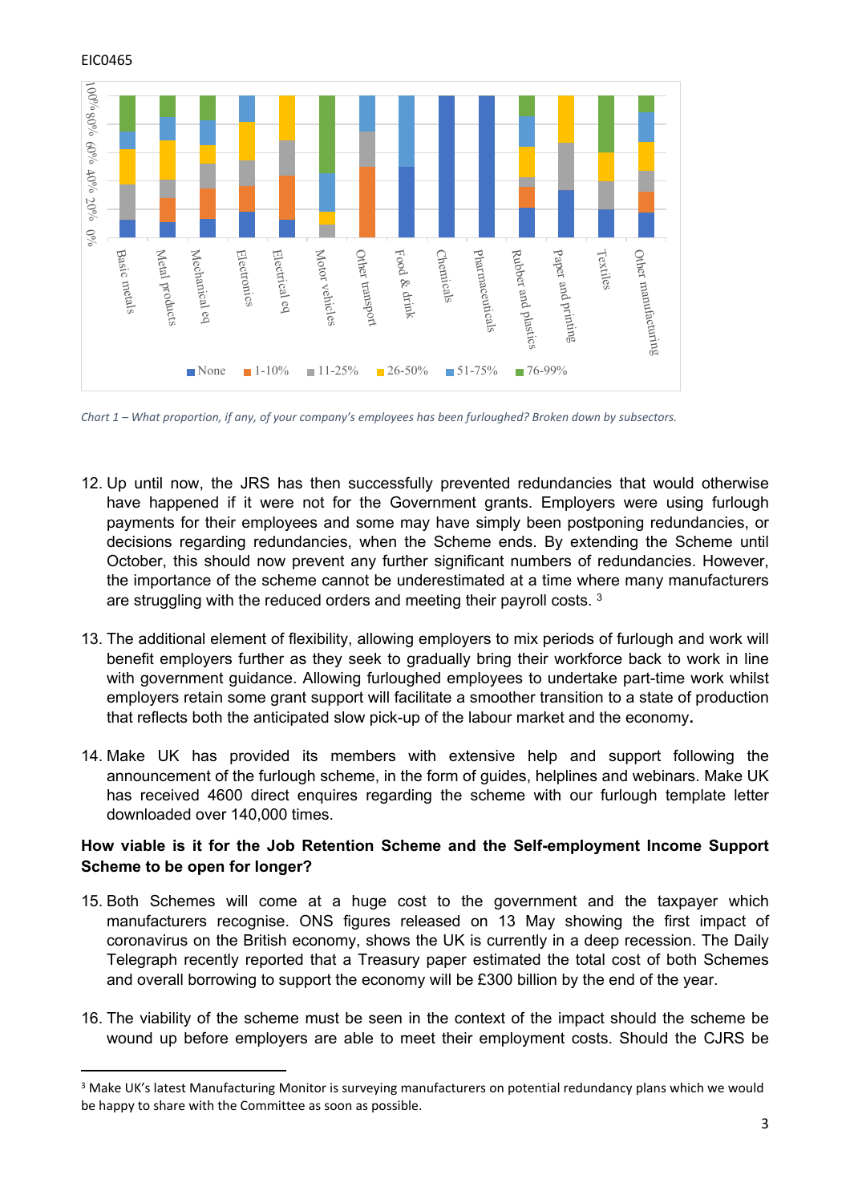Chart 1 – What proportion, if any, of your company's employees has been furloughed? Broken down by subsectors.

12. Up until now, the JRS has then successfully prevented redundancies that would otherwise have happened if it were not for the Government grants. Employers were using furlough payments for their employees and some may have simply been postponing redundancies, or decisions regarding redundancies, when the Scheme ends. By extending the Scheme until October, this should now prevent any further significant numbers of redundancies. However, the importance of the scheme cannot be underestimated at a time where many manufacturers are struggling with the reduced orders and meeting their payroll costs. [3]

13. The additional element of flexibility, allowing employers to mix periods of furlough and work will benefit employers further as they seek to gradually bring their workforce back to work in line with government guidance. Allowing furloughed employees to undertake part-time work whilst employers retain some grant support will facilitate a smoother transition to a state of production that reflects both the anticipated slow pick-up of the labour market and the economy**.**

14. Make UK has provided its members with extensive help and support following the announcement of the furlough scheme, in the form of guides, helplines and webinars. Make UK has received 4600 direct enquires regarding the scheme with our furlough template letter downloaded over 140,000 times.

**How viable is it for the Job Retention Scheme and the Self-employment Income Support Scheme to be open for longer?**

15. Both Schemes will come at a huge cost to the government and the taxpayer which manufacturers recognise. ONS figures released on 13 May showing the first impact of coronavirus on the British economy, shows the UK is currently in a deep recession. The Daily Telegraph recently reported that a Treasury paper estimated the total cost of both Schemes and overall borrowing to support the economy will be £300 billion by the end of the year.

16. The viability of the scheme must be seen in the context of the impact should the scheme be wound up before employers are able to meet their employment costs. Should the CJRS be

[3] Make UK's latest Manufacturing Monitor is surveying manufacturers on potential redundancy plans which we would be happy to share with the Committee as soon as possible.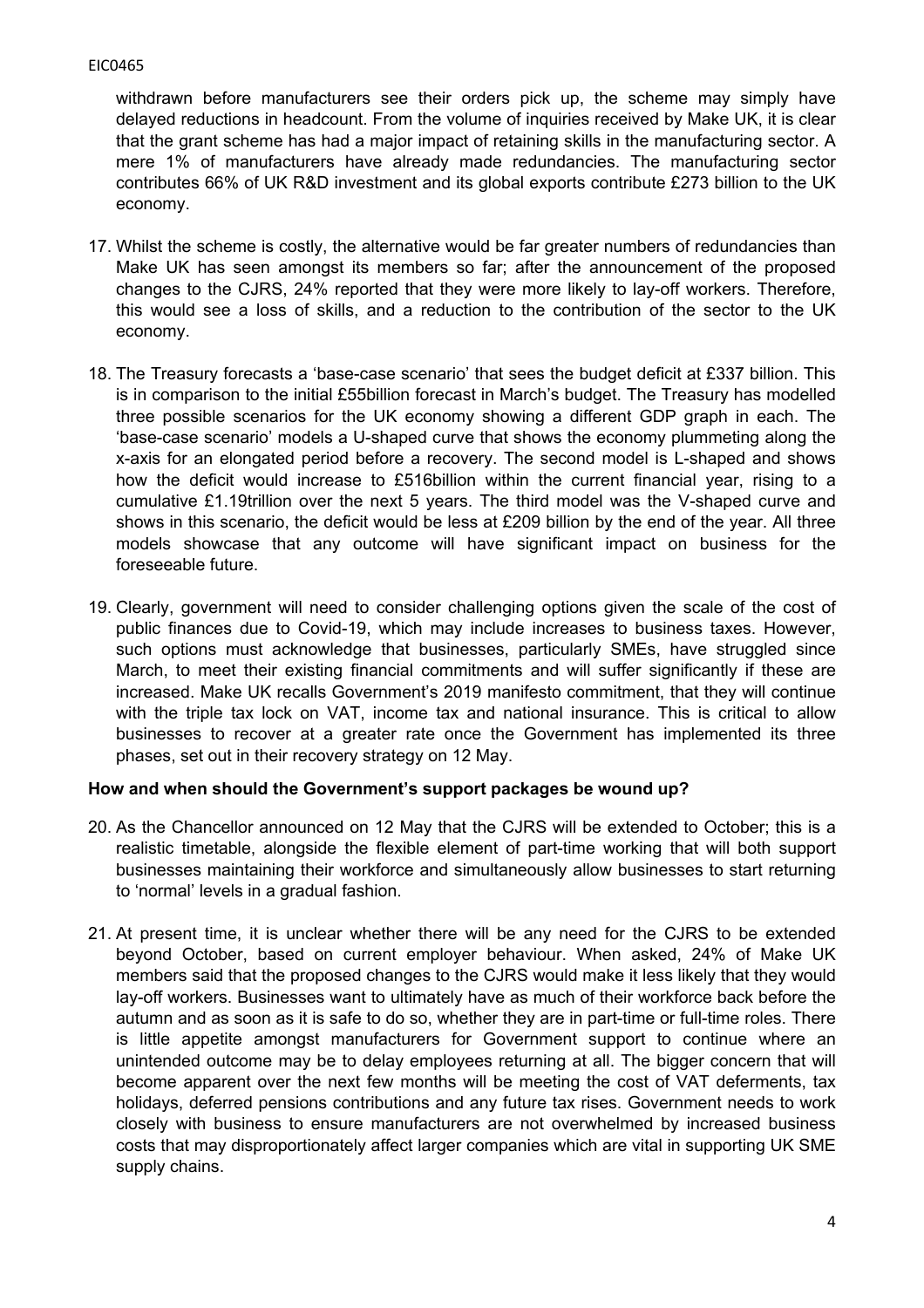withdrawn before manufacturers see their orders pick up, the scheme may simply have delayed reductions in headcount. From the volume of inquiries received by Make UK, it is clear that the grant scheme has had a major impact of retaining skills in the manufacturing sector. A mere 1% of manufacturers have already made redundancies. The manufacturing sector contributes 66% of UK R&D investment and its global exports contribute £273 billion to the UK economy.

17. Whilst the scheme is costly, the alternative would be far greater numbers of redundancies than Make UK has seen amongst its members so far; after the announcement of the proposed changes to the CJRS, 24% reported that they were more likely to lay-off workers. Therefore, this would see a loss of skills, and a reduction to the contribution of the sector to the UK economy.

18. The Treasury forecasts a 'base-case scenario' that sees the budget deficit at £337 billion. This is in comparison to the initial £55billion forecast in March's budget. The Treasury has modelled three possible scenarios for the UK economy showing a different GDP graph in each. The 'base-case scenario' models a U-shaped curve that shows the economy plummeting along the x-axis for an elongated period before a recovery. The second model is L-shaped and shows how the deficit would increase to £516billion within the current financial year, rising to a cumulative £1.19trillion over the next 5 years. The third model was the V-shaped curve and shows in this scenario, the deficit would be less at £209 billion by the end of the year. All three models showcase that any outcome will have significant impact on business for the foreseeable future.

19. Clearly, government will need to consider challenging options given the scale of the cost of public finances due to Covid-19, which may include increases to business taxes. However, such options must acknowledge that businesses, particularly SMEs, have struggled since March, to meet their existing financial commitments and will suffer significantly if these are increased. Make UK recalls Government's 2019 manifesto commitment, that they will continue with the triple tax lock on VAT, income tax and national insurance. This is critical to allow businesses to recover at a greater rate once the Government has implemented its three phases, set out in their recovery strategy on 12 May.

**How and when should the Government's support packages be wound up?**

20. As the Chancellor announced on 12 May that the CJRS will be extended to October; this is a realistic timetable, alongside the flexible element of part-time working that will both support businesses maintaining their workforce and simultaneously allow businesses to start returning to 'normal' levels in a gradual fashion.

21. At present time, it is unclear whether there will be any need for the CJRS to be extended beyond October, based on current employer behaviour. When asked, 24% of Make UK members said that the proposed changes to the CJRS would make it less likely that they would lay-off workers. Businesses want to ultimately have as much of their workforce back before the autumn and as soon as it is safe to do so, whether they are in part-time or full-time roles. There is little appetite amongst manufacturers for Government support to continue where an unintended outcome may be to delay employees returning at all. The bigger concern that will become apparent over the next few months will be meeting the cost of VAT deferments, tax holidays, deferred pensions contributions and any future tax rises. Government needs to work closely with business to ensure manufacturers are not overwhelmed by increased business costs that may disproportionately affect larger companies which are vital in supporting UK SME supply chains.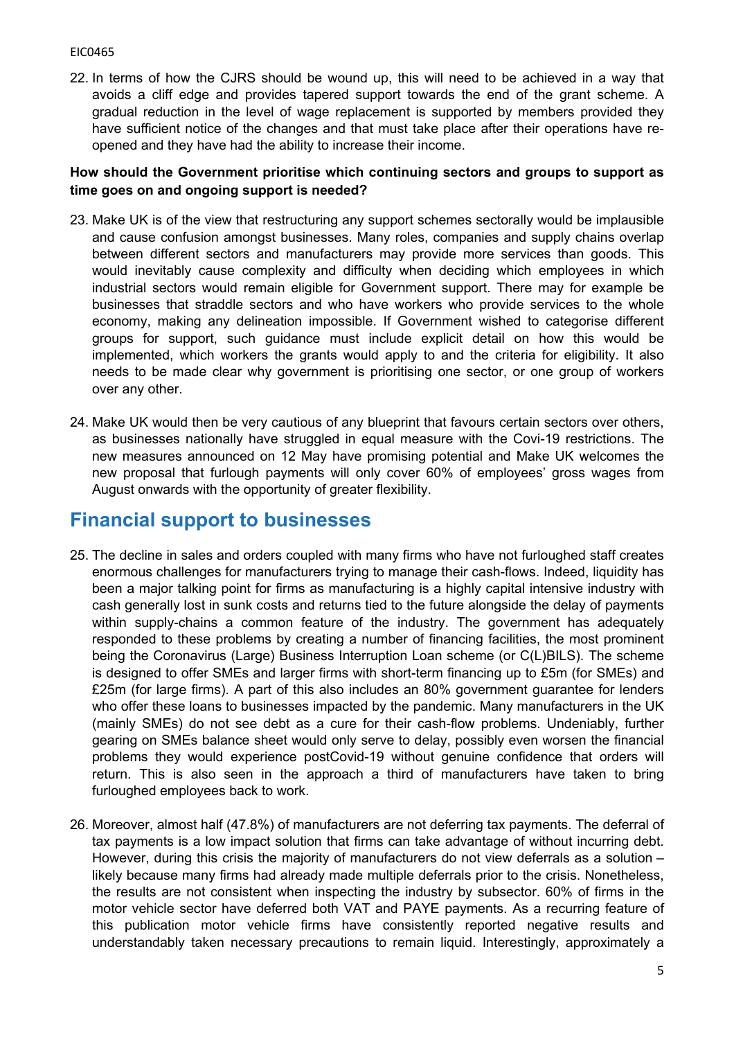22. In terms of how the CJRS should be wound up, this will need to be achieved in a way that avoids a cliff edge and provides tapered support towards the end of the grant scheme. A gradual reduction in the level of wage replacement is supported by members provided they have sufficient notice of the changes and that must take place after their operations have re-opened and they have had the ability to increase their income.

**How should the Government prioritise which continuing sectors and groups to support as time goes on and ongoing support is needed?**

23. Make UK is of the view that restructuring any support schemes sectorally would be implausible and cause confusion amongst businesses. Many roles, companies and supply chains overlap between different sectors and manufacturers may provide more services than goods. This would inevitably cause complexity and difficulty when deciding which employees in which industrial sectors would remain eligible for Government support. There may for example be businesses that straddle sectors and who have workers who provide services to the whole economy, making any delineation impossible. If Government wished to categorise different groups for support, such guidance must include explicit detail on how this would be implemented, which workers the grants would apply to and the criteria for eligibility. It also needs to be made clear why government is prioritising one sector, or one group of workers over any other.

24. Make UK would then be very cautious of any blueprint that favours certain sectors over others, as businesses nationally have struggled in equal measure with the Covi-19 restrictions. The new measures announced on 12 May have promising potential and Make UK welcomes the new proposal that furlough payments will only cover 60% of employees' gross wages from August onwards with the opportunity of greater flexibility.

## Financial support to businesses

25. The decline in sales and orders coupled with many firms who have not furloughed staff creates enormous challenges for manufacturers trying to manage their cash-flows. Indeed, liquidity has been a major talking point for firms as manufacturing is a highly capital intensive industry with cash generally lost in sunk costs and returns tied to the future alongside the delay of payments within supply-chains a common feature of the industry. The government has adequately responded to these problems by creating a number of financing facilities, the most prominent being the Coronavirus (Large) Business Interruption Loan scheme (or C(L)BILS). The scheme is designed to offer SMEs and larger firms with short-term financing up to £5m (for SMEs) and £25m (for large firms). A part of this also includes an 80% government guarantee for lenders who offer these loans to businesses impacted by the pandemic. Many manufacturers in the UK (mainly SMEs) do not see debt as a cure for their cash-flow problems. Undeniably, further gearing on SMEs balance sheet would only serve to delay, possibly even worsen the financial problems they would experience postCovid-19 without genuine confidence that orders will return. This is also seen in the approach a third of manufacturers have taken to bring furloughed employees back to work.

26. Moreover, almost half (47.8%) of manufacturers are not deferring tax payments. The deferral of tax payments is a low impact solution that firms can take advantage of without incurring debt. However, during this crisis the majority of manufacturers do not view deferrals as a solution – likely because many firms had already made multiple deferrals prior to the crisis. Nonetheless, the results are not consistent when inspecting the industry by subsector. 60% of firms in the motor vehicle sector have deferred both VAT and PAYE payments. As a recurring feature of this publication motor vehicle firms have consistently reported negative results and understandably taken necessary precautions to remain liquid. Interestingly, approximately a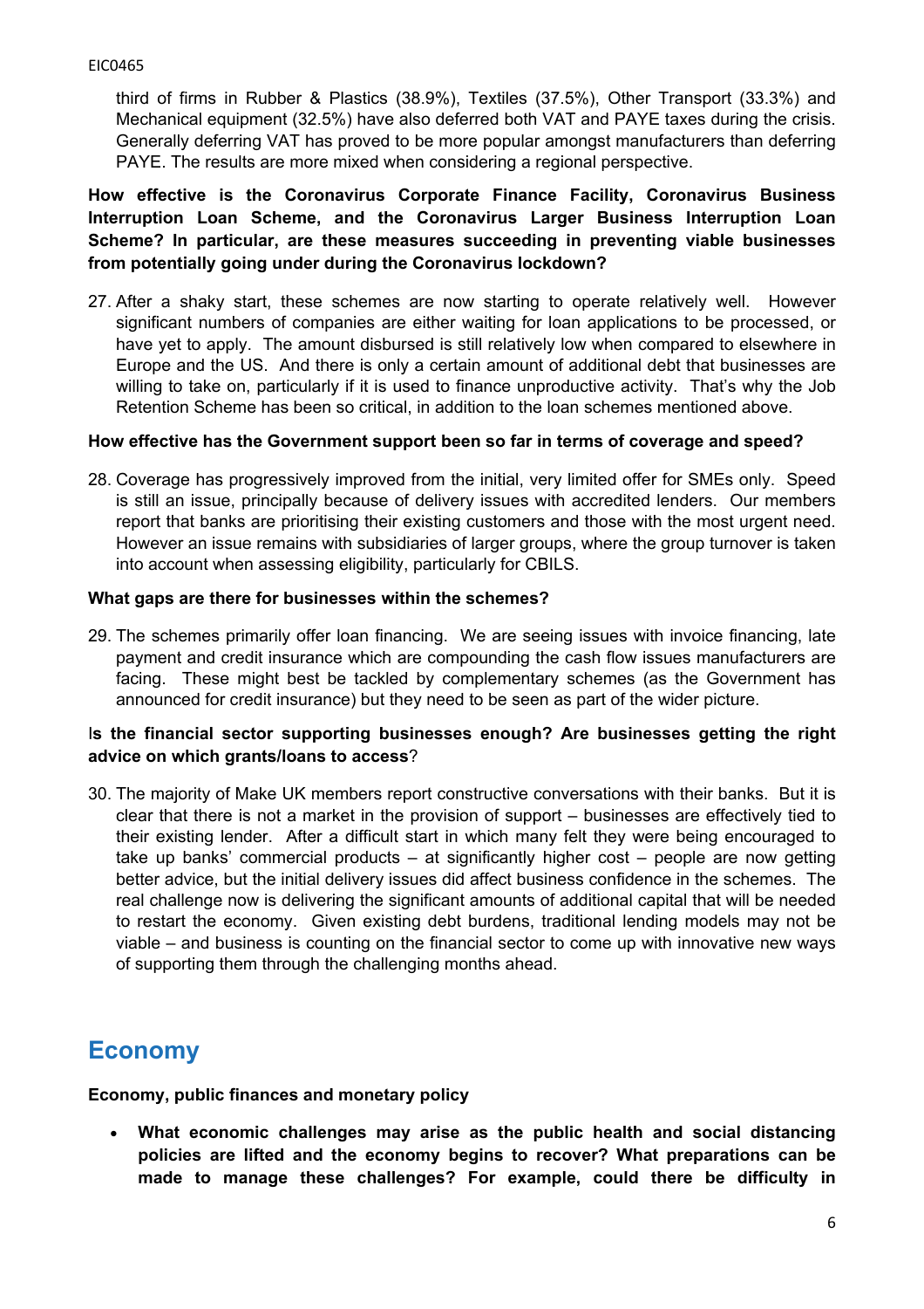third of firms in Rubber & Plastics (38.9%), Textiles (37.5%), Other Transport (33.3%) and Mechanical equipment (32.5%) have also deferred both VAT and PAYE taxes during the crisis. Generally deferring VAT has proved to be more popular amongst manufacturers than deferring PAYE. The results are more mixed when considering a regional perspective.

**How effective is the Coronavirus Corporate Finance Facility, Coronavirus Business Interruption Loan Scheme, and the Coronavirus Larger Business Interruption Loan Scheme? In particular, are these measures succeeding in preventing viable businesses from potentially going under during the Coronavirus lockdown?**

27. After a shaky start, these schemes are now starting to operate relatively well. However significant numbers of companies are either waiting for loan applications to be processed, or have yet to apply. The amount disbursed is still relatively low when compared to elsewhere in Europe and the US. And there is only a certain amount of additional debt that businesses are willing to take on, particularly if it is used to finance unproductive activity. That's why the Job Retention Scheme has been so critical, in addition to the loan schemes mentioned above.

**How effective has the Government support been so far in terms of coverage and speed?**

28. Coverage has progressively improved from the initial, very limited offer for SMEs only. Speed is still an issue, principally because of delivery issues with accredited lenders. Our members report that banks are prioritising their existing customers and those with the most urgent need. However an issue remains with subsidiaries of larger groups, where the group turnover is taken into account when assessing eligibility, particularly for CBILS.

**What gaps are there for businesses within the schemes?**

29. The schemes primarily offer loan financing. We are seeing issues with invoice financing, late payment and credit insurance which are compounding the cash flow issues manufacturers are facing. These might best be tackled by complementary schemes (as the Government has announced for credit insurance) but they need to be seen as part of the wider picture.

I**s the financial sector supporting businesses enough? Are businesses getting the right advice on which grants/loans to access**?

30. The majority of Make UK members report constructive conversations with their banks. But it is clear that there is not a market in the provision of support – businesses are effectively tied to their existing lender. After a difficult start in which many felt they were being encouraged to take up banks' commercial products – at significantly higher cost – people are now getting better advice, but the initial delivery issues did affect business confidence in the schemes. The real challenge now is delivering the significant amounts of additional capital that will be needed to restart the economy. Given existing debt burdens, traditional lending models may not be viable – and business is counting on the financial sector to come up with innovative new ways of supporting them through the challenging months ahead.

## Economy

**Economy, public finances and monetary policy**

- **What economic challenges may arise as the public health and social distancing policies are lifted and the economy begins to recover? What preparations can be made to manage these challenges? For example, could there be difficulty in**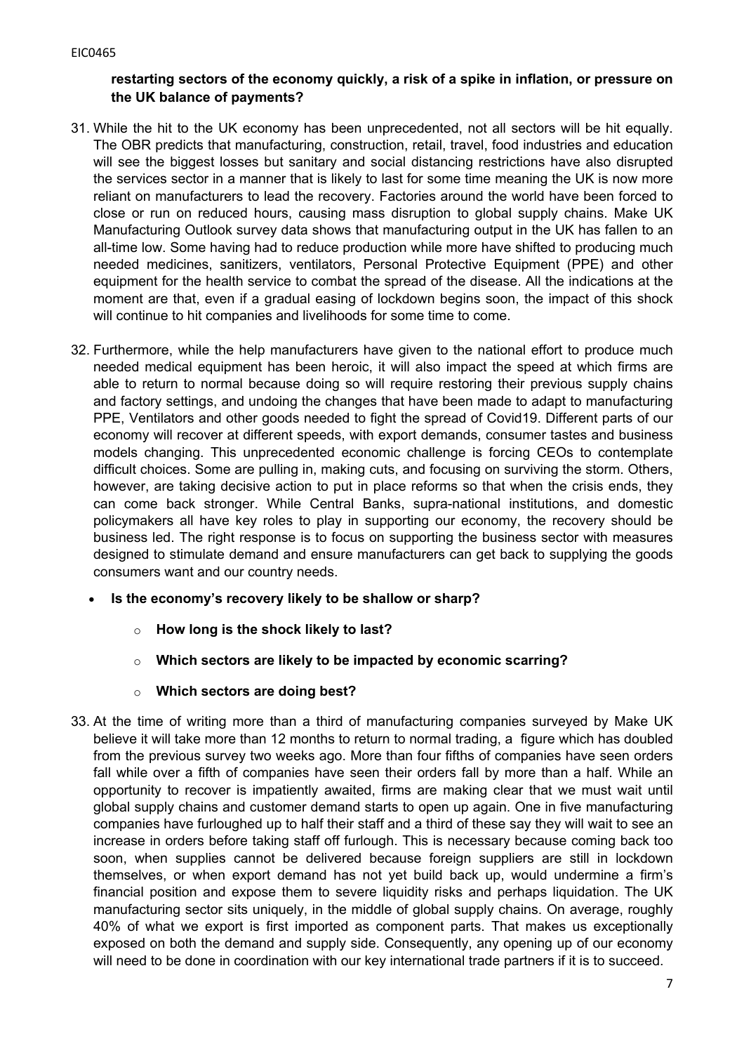**restarting sectors of the economy quickly, a risk of a spike in inflation, or pressure on the UK balance of payments?**

31. While the hit to the UK economy has been unprecedented, not all sectors will be hit equally. The OBR predicts that manufacturing, construction, retail, travel, food industries and education will see the biggest losses but sanitary and social distancing restrictions have also disrupted the services sector in a manner that is likely to last for some time meaning the UK is now more reliant on manufacturers to lead the recovery. Factories around the world have been forced to close or run on reduced hours, causing mass disruption to global supply chains. Make UK Manufacturing Outlook survey data shows that manufacturing output in the UK has fallen to an all-time low. Some having had to reduce production while more have shifted to producing much needed medicines, sanitizers, ventilators, Personal Protective Equipment (PPE) and other equipment for the health service to combat the spread of the disease. All the indications at the moment are that, even if a gradual easing of lockdown begins soon, the impact of this shock will continue to hit companies and livelihoods for some time to come.

32. Furthermore, while the help manufacturers have given to the national effort to produce much needed medical equipment has been heroic, it will also impact the speed at which firms are able to return to normal because doing so will require restoring their previous supply chains and factory settings, and undoing the changes that have been made to adapt to manufacturing PPE, Ventilators and other goods needed to fight the spread of Covid19. Different parts of our economy will recover at different speeds, with export demands, consumer tastes and business models changing. This unprecedented economic challenge is forcing CEOs to contemplate difficult choices. Some are pulling in, making cuts, and focusing on surviving the storm. Others, however, are taking decisive action to put in place reforms so that when the crisis ends, they can come back stronger. While Central Banks, supra-national institutions, and domestic policymakers all have key roles to play in supporting our economy, the recovery should be business led. The right response is to focus on supporting the business sector with measures designed to stimulate demand and ensure manufacturers can get back to supplying the goods consumers want and our country needs.

- **Is the economy's recovery likely to be shallow or sharp?**
  - **How long is the shock likely to last?**
  - **Which sectors are likely to be impacted by economic scarring?**
  - **Which sectors are doing best?**

33. At the time of writing more than a third of manufacturing companies surveyed by Make UK believe it will take more than 12 months to return to normal trading, a figure which has doubled from the previous survey two weeks ago. More than four fifths of companies have seen orders fall while over a fifth of companies have seen their orders fall by more than a half. While an opportunity to recover is impatiently awaited, firms are making clear that we must wait until global supply chains and customer demand starts to open up again. One in five manufacturing companies have furloughed up to half their staff and a third of these say they will wait to see an increase in orders before taking staff off furlough. This is necessary because coming back too soon, when supplies cannot be delivered because foreign suppliers are still in lockdown themselves, or when export demand has not yet build back up, would undermine a firm's financial position and expose them to severe liquidity risks and perhaps liquidation. The UK manufacturing sector sits uniquely, in the middle of global supply chains. On average, roughly 40% of what we export is first imported as component parts. That makes us exceptionally exposed on both the demand and supply side. Consequently, any opening up of our economy will need to be done in coordination with our key international trade partners if it is to succeed.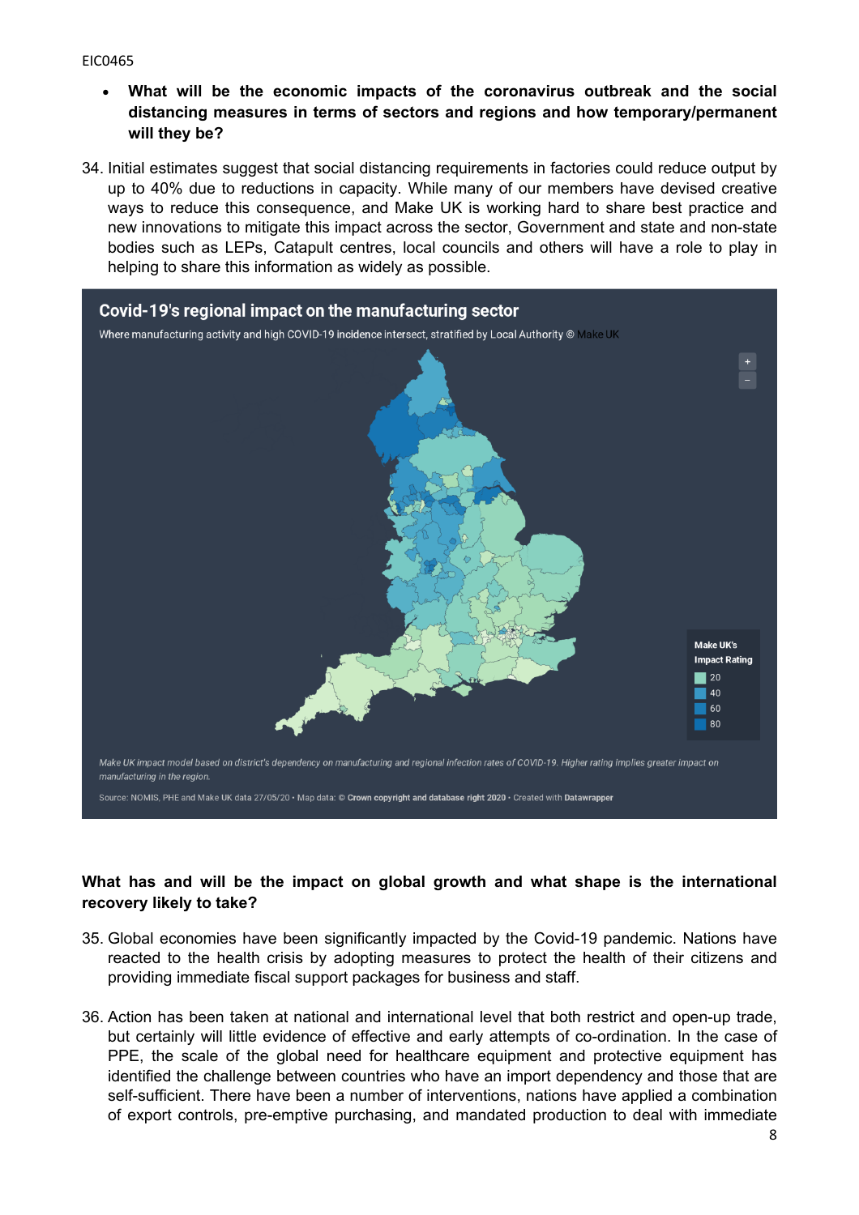- **What will be the economic impacts of the coronavirus outbreak and the social distancing measures in terms of sectors and regions and how temporary/permanent will they be?**

34. Initial estimates suggest that social distancing requirements in factories could reduce output by up to 40% due to reductions in capacity. While many of our members have devised creative ways to reduce this consequence, and Make UK is working hard to share best practice and new innovations to mitigate this impact across the sector, Government and state and non-state bodies such as LEPs, Catapult centres, local councils and others will have a role to play in helping to share this information as widely as possible.

**Covid-19's regional impact on the manufacturing sector**

Where manufacturing activity and high COVID-19 incidence intersect, stratified by Local Authority © Make UK

Make UK's Impact Rating: 20, 40, 60, 80

*Make UK impact model based on district's dependency on manufacturing and regional infection rates of COVID-19. Higher rating implies greater impact on manufacturing in the region.*

Source: NOMIS, PHE and Make UK data 27/05/20 • Map data: © Crown copyright and database right 2020 • Created with Datawrapper

**What has and will be the impact on global growth and what shape is the international recovery likely to take?**

35. Global economies have been significantly impacted by the Covid-19 pandemic. Nations have reacted to the health crisis by adopting measures to protect the health of their citizens and providing immediate fiscal support packages for business and staff.

36. Action has been taken at national and international level that both restrict and open-up trade, but certainly will little evidence of effective and early attempts of co-ordination. In the case of PPE, the scale of the global need for healthcare equipment and protective equipment has identified the challenge between countries who have an import dependency and those that are self-sufficient. There have been a number of interventions, nations have applied a combination of export controls, pre-emptive purchasing, and mandated production to deal with immediate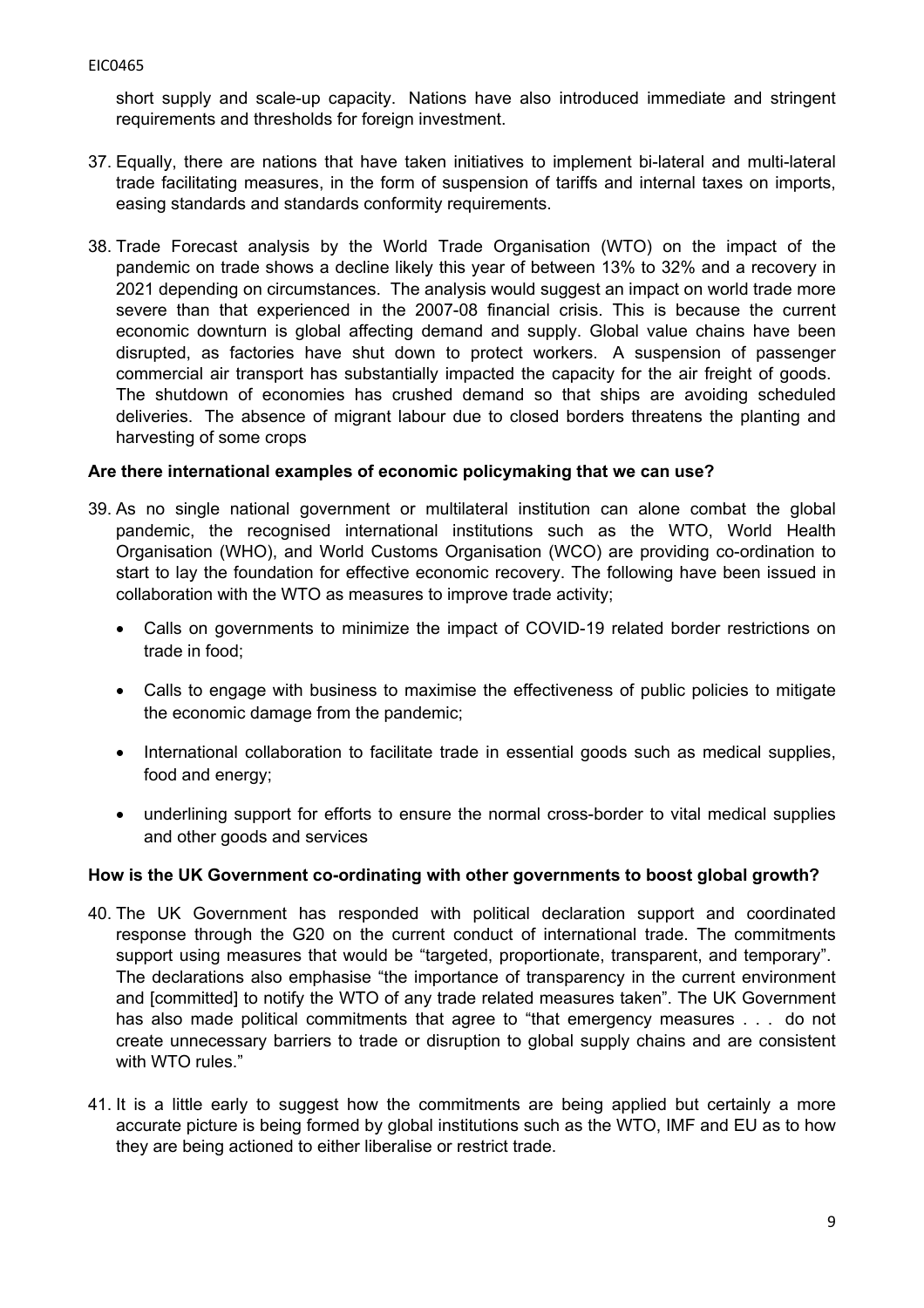short supply and scale-up capacity. Nations have also introduced immediate and stringent requirements and thresholds for foreign investment.

37. Equally, there are nations that have taken initiatives to implement bi-lateral and multi-lateral trade facilitating measures, in the form of suspension of tariffs and internal taxes on imports, easing standards and standards conformity requirements.

38. Trade Forecast analysis by the World Trade Organisation (WTO) on the impact of the pandemic on trade shows a decline likely this year of between 13% to 32% and a recovery in 2021 depending on circumstances. The analysis would suggest an impact on world trade more severe than that experienced in the 2007-08 financial crisis. This is because the current economic downturn is global affecting demand and supply. Global value chains have been disrupted, as factories have shut down to protect workers. A suspension of passenger commercial air transport has substantially impacted the capacity for the air freight of goods. The shutdown of economies has crushed demand so that ships are avoiding scheduled deliveries. The absence of migrant labour due to closed borders threatens the planting and harvesting of some crops

**Are there international examples of economic policymaking that we can use?**

39. As no single national government or multilateral institution can alone combat the global pandemic, the recognised international institutions such as the WTO, World Health Organisation (WHO), and World Customs Organisation (WCO) are providing co-ordination to start to lay the foundation for effective economic recovery. The following have been issued in collaboration with the WTO as measures to improve trade activity;

    - Calls on governments to minimize the impact of COVID-19 related border restrictions on trade in food;
    - Calls to engage with business to maximise the effectiveness of public policies to mitigate the economic damage from the pandemic;
    - International collaboration to facilitate trade in essential goods such as medical supplies, food and energy;
    - underlining support for efforts to ensure the normal cross-border to vital medical supplies and other goods and services

**How is the UK Government co-ordinating with other governments to boost global growth?**

40. The UK Government has responded with political declaration support and coordinated response through the G20 on the current conduct of international trade. The commitments support using measures that would be "targeted, proportionate, transparent, and temporary". The declarations also emphasise "the importance of transparency in the current environment and [committed] to notify the WTO of any trade related measures taken". The UK Government has also made political commitments that agree to "that emergency measures . . . do not create unnecessary barriers to trade or disruption to global supply chains and are consistent with WTO rules."

41. It is a little early to suggest how the commitments are being applied but certainly a more accurate picture is being formed by global institutions such as the WTO, IMF and EU as to how they are being actioned to either liberalise or restrict trade.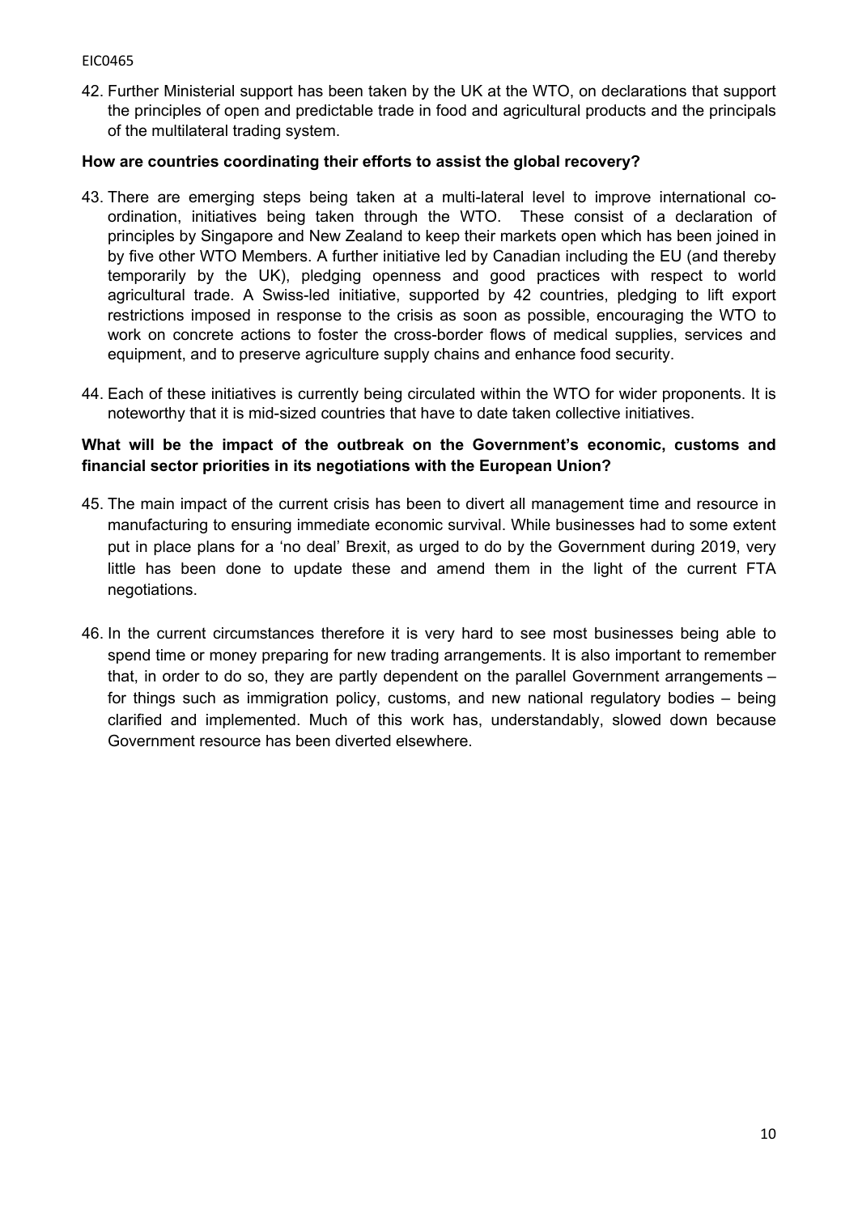42. Further Ministerial support has been taken by the UK at the WTO, on declarations that support the principles of open and predictable trade in food and agricultural products and the principals of the multilateral trading system.

**How are countries coordinating their efforts to assist the global recovery?**

43. There are emerging steps being taken at a multi-lateral level to improve international co-ordination, initiatives being taken through the WTO. These consist of a declaration of principles by Singapore and New Zealand to keep their markets open which has been joined in by five other WTO Members. A further initiative led by Canadian including the EU (and thereby temporarily by the UK), pledging openness and good practices with respect to world agricultural trade. A Swiss-led initiative, supported by 42 countries, pledging to lift export restrictions imposed in response to the crisis as soon as possible, encouraging the WTO to work on concrete actions to foster the cross-border flows of medical supplies, services and equipment, and to preserve agriculture supply chains and enhance food security.

44. Each of these initiatives is currently being circulated within the WTO for wider proponents. It is noteworthy that it is mid-sized countries that have to date taken collective initiatives.

**What will be the impact of the outbreak on the Government's economic, customs and financial sector priorities in its negotiations with the European Union?**

45. The main impact of the current crisis has been to divert all management time and resource in manufacturing to ensuring immediate economic survival. While businesses had to some extent put in place plans for a 'no deal' Brexit, as urged to do by the Government during 2019, very little has been done to update these and amend them in the light of the current FTA negotiations.

46. In the current circumstances therefore it is very hard to see most businesses being able to spend time or money preparing for new trading arrangements. It is also important to remember that, in order to do so, they are partly dependent on the parallel Government arrangements – for things such as immigration policy, customs, and new national regulatory bodies – being clarified and implemented. Much of this work has, understandably, slowed down because Government resource has been diverted elsewhere.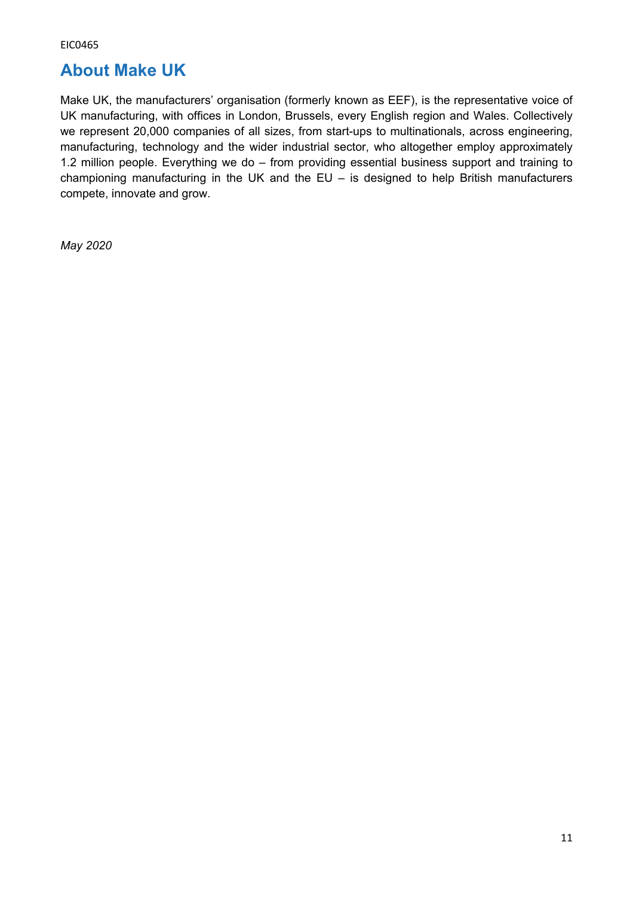## About Make UK

Make UK, the manufacturers' organisation (formerly known as EEF), is the representative voice of UK manufacturing, with offices in London, Brussels, every English region and Wales. Collectively we represent 20,000 companies of all sizes, from start-ups to multinationals, across engineering, manufacturing, technology and the wider industrial sector, who altogether employ approximately 1.2 million people. Everything we do – from providing essential business support and training to championing manufacturing in the UK and the EU – is designed to help British manufacturers compete, innovate and grow.

*May 2020*